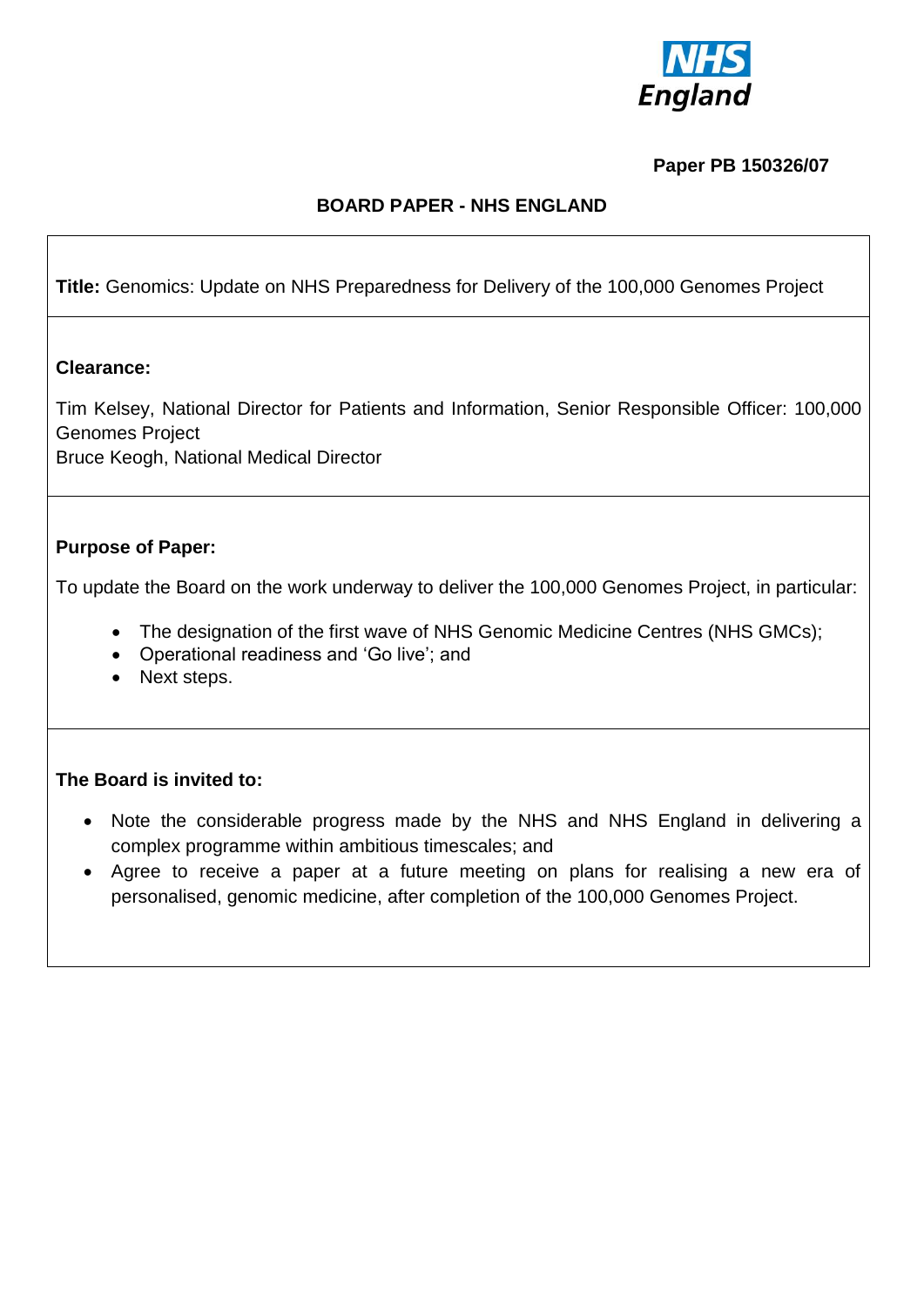NHS England

**Paper PB 150326/07**

**BOARD PAPER - NHS ENGLAND**

**Title:** Genomics: Update on NHS Preparedness for Delivery of the 100,000 Genomes Project

**Clearance:**

Tim Kelsey, National Director for Patients and Information, Senior Responsible Officer: 100,000 Genomes Project
Bruce Keogh, National Medical Director

**Purpose of Paper:**

To update the Board on the work underway to deliver the 100,000 Genomes Project, in particular:

- The designation of the first wave of NHS Genomic Medicine Centres (NHS GMCs);
- Operational readiness and 'Go live'; and
- Next steps.

**The Board is invited to:**

- Note the considerable progress made by the NHS and NHS England in delivering a complex programme within ambitious timescales; and
- Agree to receive a paper at a future meeting on plans for realising a new era of personalised, genomic medicine, after completion of the 100,000 Genomes Project.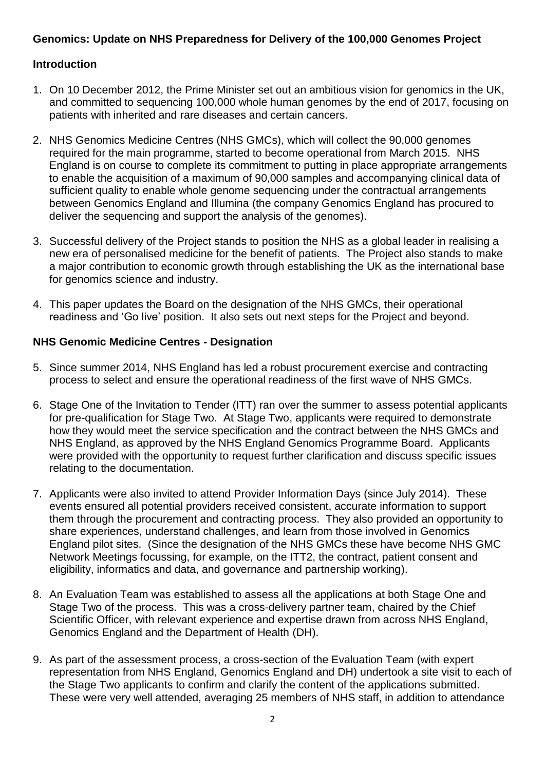**Genomics: Update on NHS Preparedness for Delivery of the 100,000 Genomes Project**

**Introduction**

1. On 10 December 2012, the Prime Minister set out an ambitious vision for genomics in the UK, and committed to sequencing 100,000 whole human genomes by the end of 2017, focusing on patients with inherited and rare diseases and certain cancers.

2. NHS Genomics Medicine Centres (NHS GMCs), which will collect the 90,000 genomes required for the main programme, started to become operational from March 2015. NHS England is on course to complete its commitment to putting in place appropriate arrangements to enable the acquisition of a maximum of 90,000 samples and accompanying clinical data of sufficient quality to enable whole genome sequencing under the contractual arrangements between Genomics England and Illumina (the company Genomics England has procured to deliver the sequencing and support the analysis of the genomes).

3. Successful delivery of the Project stands to position the NHS as a global leader in realising a new era of personalised medicine for the benefit of patients. The Project also stands to make a major contribution to economic growth through establishing the UK as the international base for genomics science and industry.

4. This paper updates the Board on the designation of the NHS GMCs, their operational readiness and 'Go live' position. It also sets out next steps for the Project and beyond.

**NHS Genomic Medicine Centres - Designation**

5. Since summer 2014, NHS England has led a robust procurement exercise and contracting process to select and ensure the operational readiness of the first wave of NHS GMCs.

6. Stage One of the Invitation to Tender (ITT) ran over the summer to assess potential applicants for pre-qualification for Stage Two. At Stage Two, applicants were required to demonstrate how they would meet the service specification and the contract between the NHS GMCs and NHS England, as approved by the NHS England Genomics Programme Board. Applicants were provided with the opportunity to request further clarification and discuss specific issues relating to the documentation.

7. Applicants were also invited to attend Provider Information Days (since July 2014). These events ensured all potential providers received consistent, accurate information to support them through the procurement and contracting process. They also provided an opportunity to share experiences, understand challenges, and learn from those involved in Genomics England pilot sites. (Since the designation of the NHS GMCs these have become NHS GMC Network Meetings focussing, for example, on the ITT2, the contract, patient consent and eligibility, informatics and data, and governance and partnership working).

8. An Evaluation Team was established to assess all the applications at both Stage One and Stage Two of the process. This was a cross-delivery partner team, chaired by the Chief Scientific Officer, with relevant experience and expertise drawn from across NHS England, Genomics England and the Department of Health (DH).

9. As part of the assessment process, a cross-section of the Evaluation Team (with expert representation from NHS England, Genomics England and DH) undertook a site visit to each of the Stage Two applicants to confirm and clarify the content of the applications submitted. These were very well attended, averaging 25 members of NHS staff, in addition to attendance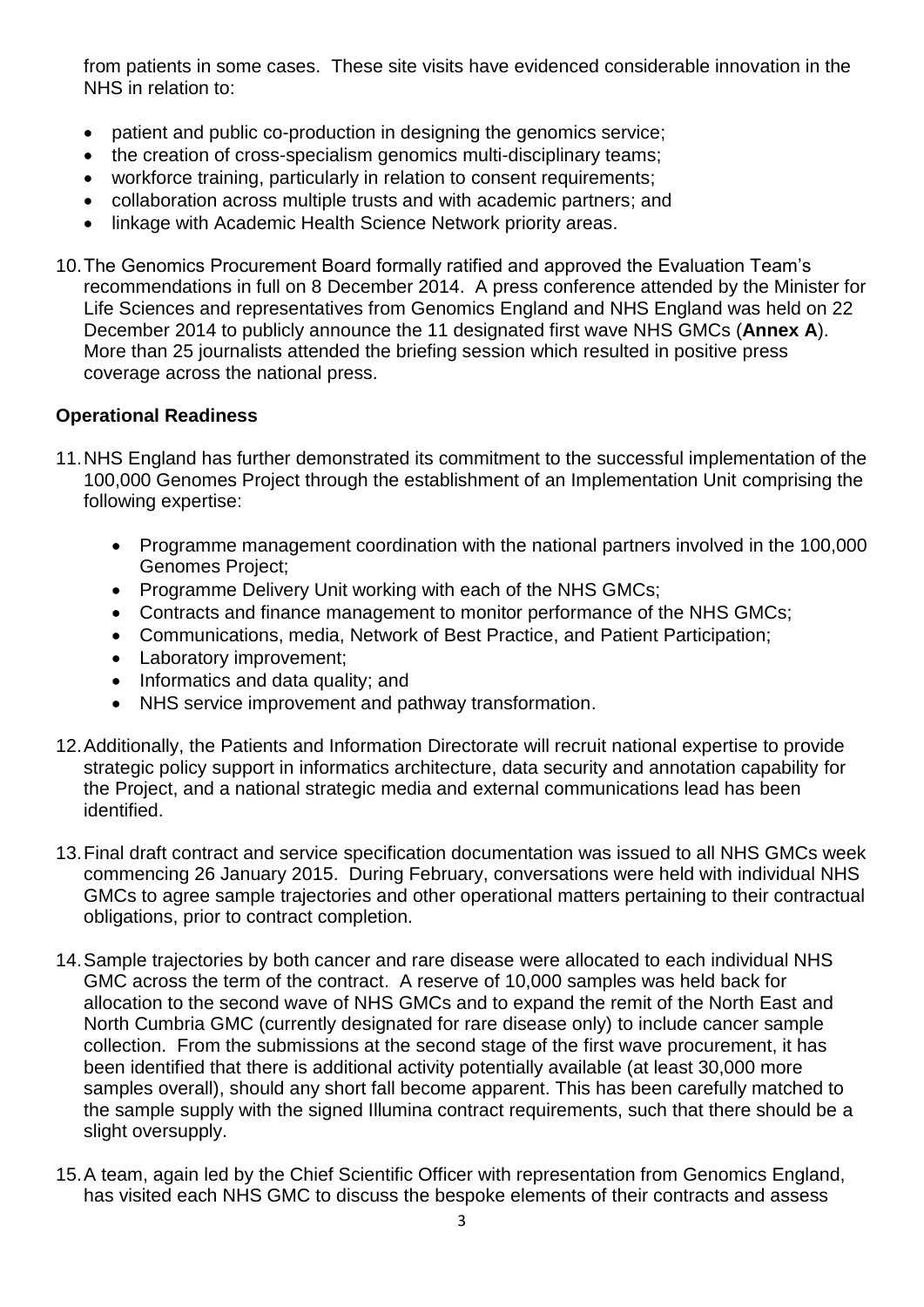from patients in some cases. These site visits have evidenced considerable innovation in the NHS in relation to:

- patient and public co-production in designing the genomics service;
- the creation of cross-specialism genomics multi-disciplinary teams;
- workforce training, particularly in relation to consent requirements;
- collaboration across multiple trusts and with academic partners; and
- linkage with Academic Health Science Network priority areas.

10. The Genomics Procurement Board formally ratified and approved the Evaluation Team's recommendations in full on 8 December 2014. A press conference attended by the Minister for Life Sciences and representatives from Genomics England and NHS England was held on 22 December 2014 to publicly announce the 11 designated first wave NHS GMCs (**Annex A**). More than 25 journalists attended the briefing session which resulted in positive press coverage across the national press.

**Operational Readiness**

11. NHS England has further demonstrated its commitment to the successful implementation of the 100,000 Genomes Project through the establishment of an Implementation Unit comprising the following expertise:

    - Programme management coordination with the national partners involved in the 100,000 Genomes Project;
    - Programme Delivery Unit working with each of the NHS GMCs;
    - Contracts and finance management to monitor performance of the NHS GMCs;
    - Communications, media, Network of Best Practice, and Patient Participation;
    - Laboratory improvement;
    - Informatics and data quality; and
    - NHS service improvement and pathway transformation.

12. Additionally, the Patients and Information Directorate will recruit national expertise to provide strategic policy support in informatics architecture, data security and annotation capability for the Project, and a national strategic media and external communications lead has been identified.

13. Final draft contract and service specification documentation was issued to all NHS GMCs week commencing 26 January 2015. During February, conversations were held with individual NHS GMCs to agree sample trajectories and other operational matters pertaining to their contractual obligations, prior to contract completion.

14. Sample trajectories by both cancer and rare disease were allocated to each individual NHS GMC across the term of the contract. A reserve of 10,000 samples was held back for allocation to the second wave of NHS GMCs and to expand the remit of the North East and North Cumbria GMC (currently designated for rare disease only) to include cancer sample collection. From the submissions at the second stage of the first wave procurement, it has been identified that there is additional activity potentially available (at least 30,000 more samples overall), should any short fall become apparent. This has been carefully matched to the sample supply with the signed Illumina contract requirements, such that there should be a slight oversupply.

15. A team, again led by the Chief Scientific Officer with representation from Genomics England, has visited each NHS GMC to discuss the bespoke elements of their contracts and assess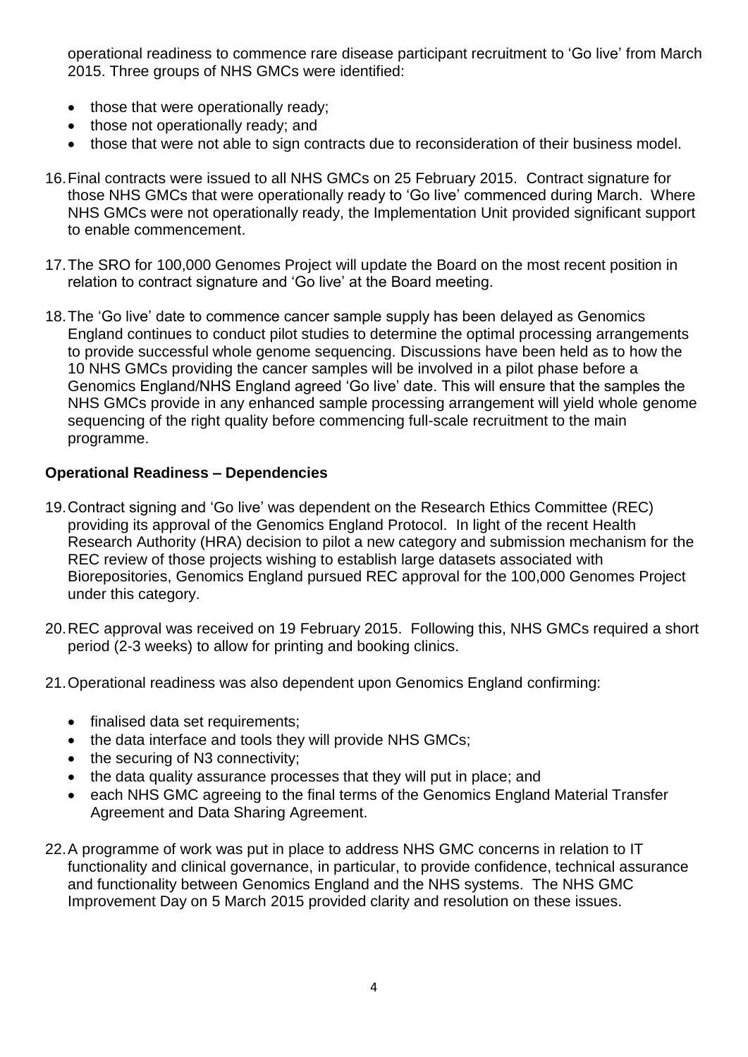operational readiness to commence rare disease participant recruitment to 'Go live' from March 2015. Three groups of NHS GMCs were identified:

- those that were operationally ready;
- those not operationally ready; and
- those that were not able to sign contracts due to reconsideration of their business model.

16. Final contracts were issued to all NHS GMCs on 25 February 2015. Contract signature for those NHS GMCs that were operationally ready to 'Go live' commenced during March. Where NHS GMCs were not operationally ready, the Implementation Unit provided significant support to enable commencement.

17. The SRO for 100,000 Genomes Project will update the Board on the most recent position in relation to contract signature and 'Go live' at the Board meeting.

18. The 'Go live' date to commence cancer sample supply has been delayed as Genomics England continues to conduct pilot studies to determine the optimal processing arrangements to provide successful whole genome sequencing. Discussions have been held as to how the 10 NHS GMCs providing the cancer samples will be involved in a pilot phase before a Genomics England/NHS England agreed 'Go live' date. This will ensure that the samples the NHS GMCs provide in any enhanced sample processing arrangement will yield whole genome sequencing of the right quality before commencing full-scale recruitment to the main programme.

**Operational Readiness – Dependencies**

19. Contract signing and 'Go live' was dependent on the Research Ethics Committee (REC) providing its approval of the Genomics England Protocol. In light of the recent Health Research Authority (HRA) decision to pilot a new category and submission mechanism for the REC review of those projects wishing to establish large datasets associated with Biorepositories, Genomics England pursued REC approval for the 100,000 Genomes Project under this category.

20. REC approval was received on 19 February 2015. Following this, NHS GMCs required a short period (2-3 weeks) to allow for printing and booking clinics.

21. Operational readiness was also dependent upon Genomics England confirming:

    - finalised data set requirements;
    - the data interface and tools they will provide NHS GMCs;
    - the securing of N3 connectivity;
    - the data quality assurance processes that they will put in place; and
    - each NHS GMC agreeing to the final terms of the Genomics England Material Transfer Agreement and Data Sharing Agreement.

22. A programme of work was put in place to address NHS GMC concerns in relation to IT functionality and clinical governance, in particular, to provide confidence, technical assurance and functionality between Genomics England and the NHS systems. The NHS GMC Improvement Day on 5 March 2015 provided clarity and resolution on these issues.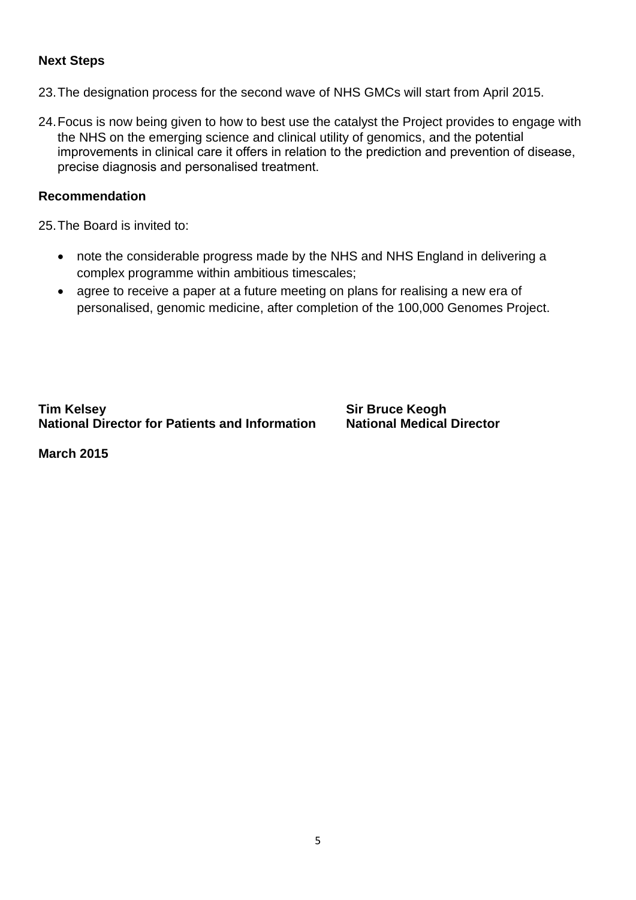**Next Steps**

23. The designation process for the second wave of NHS GMCs will start from April 2015.

24. Focus is now being given to how to best use the catalyst the Project provides to engage with the NHS on the emerging science and clinical utility of genomics, and the potential improvements in clinical care it offers in relation to the prediction and prevention of disease, precise diagnosis and personalised treatment.

**Recommendation**

25. The Board is invited to:

- note the considerable progress made by the NHS and NHS England in delivering a complex programme within ambitious timescales;
- agree to receive a paper at a future meeting on plans for realising a new era of personalised, genomic medicine, after completion of the 100,000 Genomes Project.

**Tim Kelsey**
**National Director for Patients and Information**

**Sir Bruce Keogh**
**National Medical Director**

**March 2015**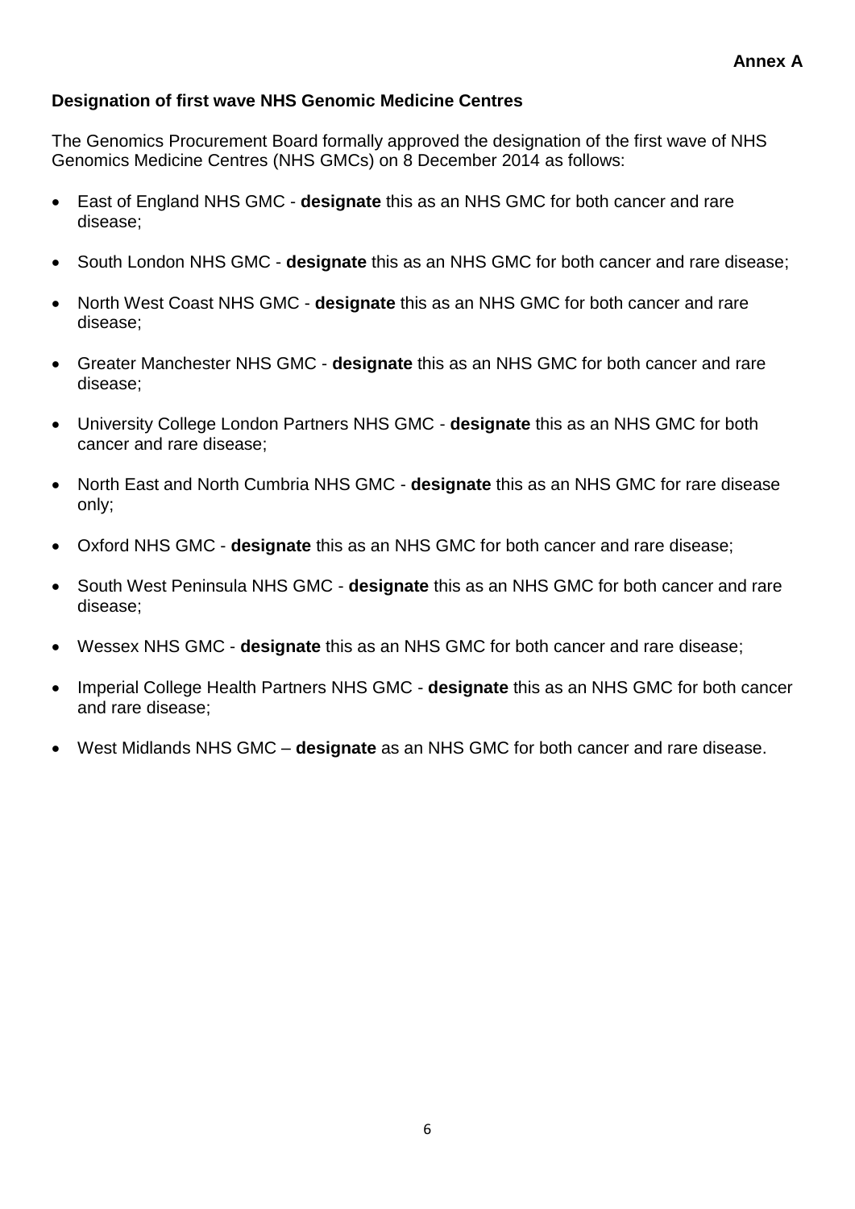**Annex A**

**Designation of first wave NHS Genomic Medicine Centres**

The Genomics Procurement Board formally approved the designation of the first wave of NHS Genomics Medicine Centres (NHS GMCs) on 8 December 2014 as follows:

- East of England NHS GMC - **designate** this as an NHS GMC for both cancer and rare disease;
- South London NHS GMC - **designate** this as an NHS GMC for both cancer and rare disease;
- North West Coast NHS GMC - **designate** this as an NHS GMC for both cancer and rare disease;
- Greater Manchester NHS GMC - **designate** this as an NHS GMC for both cancer and rare disease;
- University College London Partners NHS GMC - **designate** this as an NHS GMC for both cancer and rare disease;
- North East and North Cumbria NHS GMC - **designate** this as an NHS GMC for rare disease only;
- Oxford NHS GMC - **designate** this as an NHS GMC for both cancer and rare disease;
- South West Peninsula NHS GMC - **designate** this as an NHS GMC for both cancer and rare disease;
- Wessex NHS GMC - **designate** this as an NHS GMC for both cancer and rare disease;
- Imperial College Health Partners NHS GMC - **designate** this as an NHS GMC for both cancer and rare disease;
- West Midlands NHS GMC – **designate** as an NHS GMC for both cancer and rare disease.